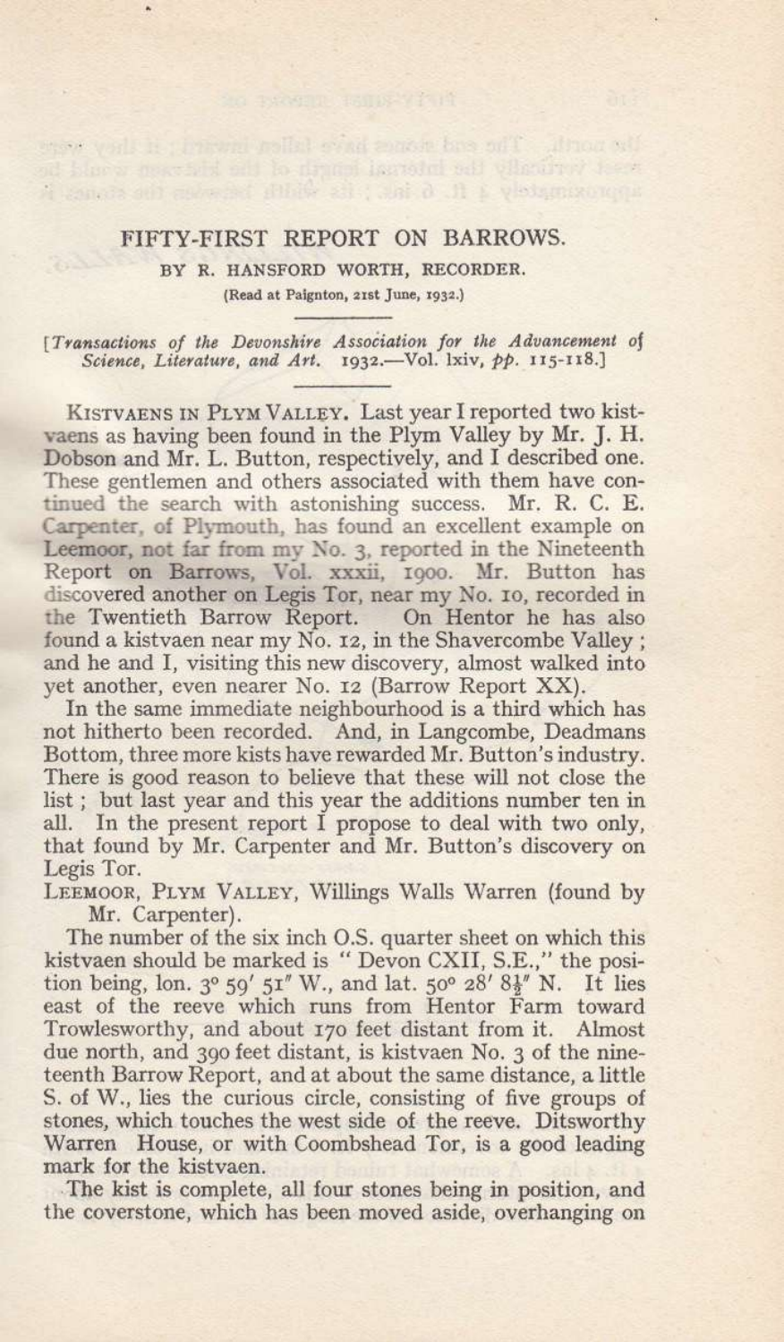# FIFTY-FIRST REPORT ON BARROWS.

BY R. HANSFORD WORTH, RECORDER.

(Read at Paignton, 21st June, 1932.)

[*Transactions of the Devonshire Association for the Advancement of Science, Literature, and Art.* 1932.—Vol. lxiv, *pp.* 115-118.]

KISTVAENS IN PLYM VALLEY. Last year I reported two kistvaens as having been found in the Plym Valley by Mr. J. H. Dobson and Mr. L. Button, respectively, and I described one. These gentlemen and others associated with them have continued the search with astonishing success. Mr. R. C. E. Carpenter, of Plymouth, has found an excellent example on Leemoor, not far from my No. 3, reported in the Nineteenth Report on Barrows, Vol. xxxii, 1900. Mr. Button has discovered another on Legis Tor, near my No. 10, recorded in the Twentieth Barrow Report. On Hentor he has also found a kistvaen near my No. 12, in the Shavercombe Valley; and he and I, visiting this new discovery, almost walked into yet another, even nearer No. 12 (Barrow Report XX).

In the same immediate neighbourhood is a third which has not hitherto been recorded. And, in Langcombe, Deadmans Bottom, three more kists have rewarded Mr. Button's industry. There is good reason to believe that these will not close the list; but last year and this year the additions number ten in all. In the present report I propose to deal with two only, that found by Mr. Carpenter and Mr. Button's discovery on Legis Tor.

LEEMOOR, PLYM VALLEY, Willings Walls Warren (found by Mr. Carpenter).

The number of the six inch O.S. quarter sheet on which this kistvaen should be marked is "Devon CXII, S.E.," the position being, lon. 3° 59′ 51″ W., and lat. 50° 28′ 8½″ N. It lies east of the reeve which runs from Hentor Farm toward Trowlesworthy, and about 170 feet distant from it. Almost due north, and 390 feet distant, is kistvaen No. 3 of the nineteenth Barrow Report, and at about the same distance, a little S. of W., lies the curious circle, consisting of five groups of stones, which touches the west side of the reeve. Ditsworthy Warren House, or with Coombshead Tor, is a good leading mark for the kistvaen.

The kist is complete, all four stones being in position, and the coverstone, which has been moved aside, overhanging on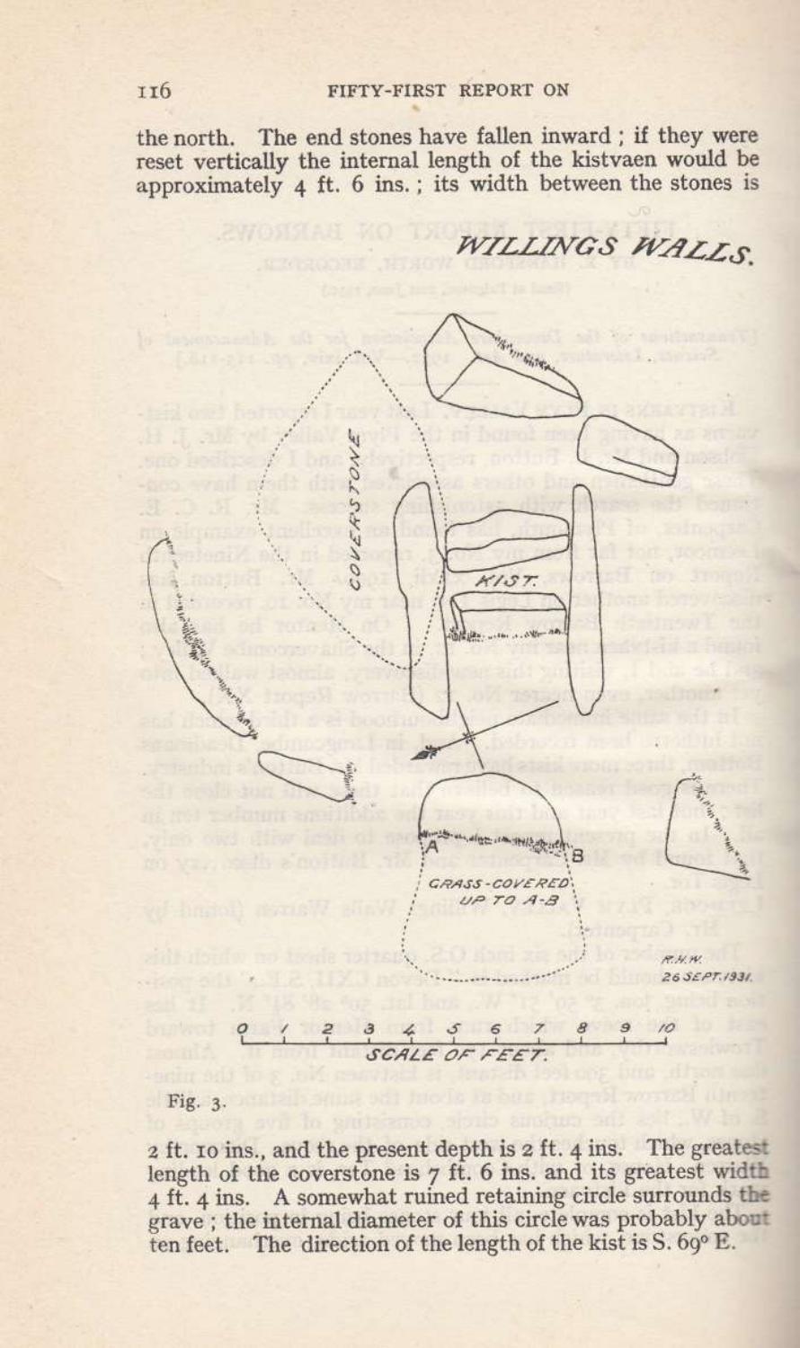the north. The end stones have fallen inward; if they were reset vertically the internal length of the kistvaen would be approximately 4 ft. 6 ins.; its width between the stones is

Fig. 3.

2 ft. 10 ins., and the present depth is 2 ft. 4 ins. The greatest length of the coverstone is 7 ft. 6 ins. and its greatest width 4 ft. 4 ins. A somewhat ruined retaining circle surrounds the grave; the internal diameter of this circle was probably about ten feet. The direction of the length of the kist is S. 69° E.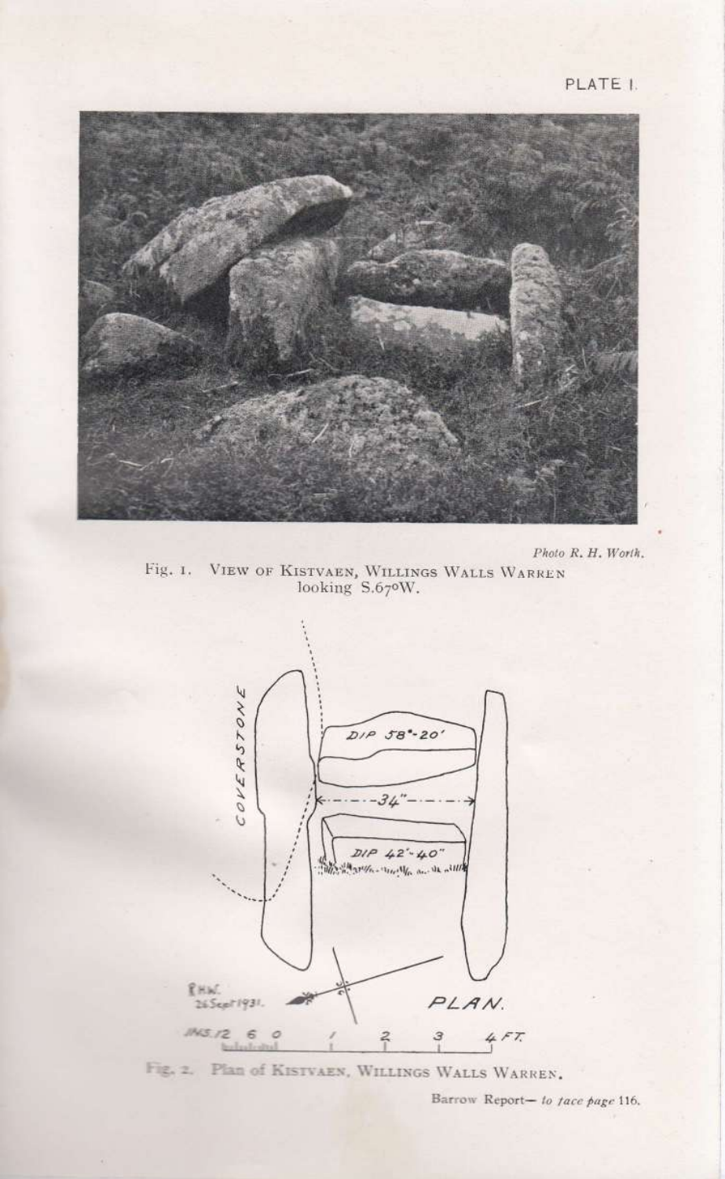PLATE I.

Photo R. H. Worth.

Fig. 1. VIEW OF KISTVAEN, WILLINGS WALLS WARREN looking S.67°W.

Fig. 2. Plan of KISTVAEN, WILLINGS WALLS WARREN.

Barrow Report— *to face page* 116.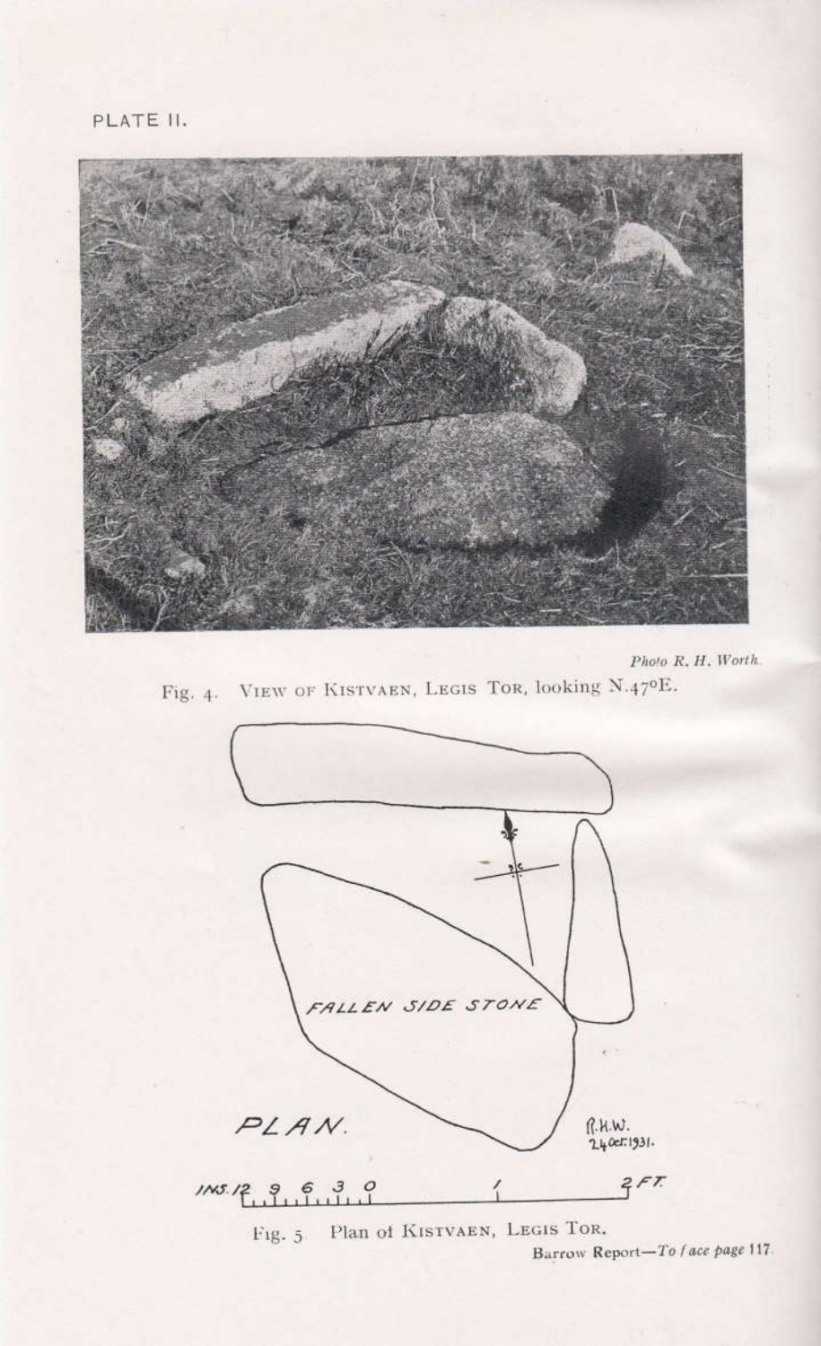PLATE II.

*Photo R. H. Worth.*

Fig. 4. VIEW OF KISTVAEN, LEGIS TOR, looking N.47°E.

FALLEN SIDE STONE

PLAN.

R.H.W.
24 Oct. 1931.

INS. 12 9 6 3 0 1 2 FT.

Fig. 5 Plan of KISTVAEN, LEGIS TOR.

Barrow Report—*To face page* 117.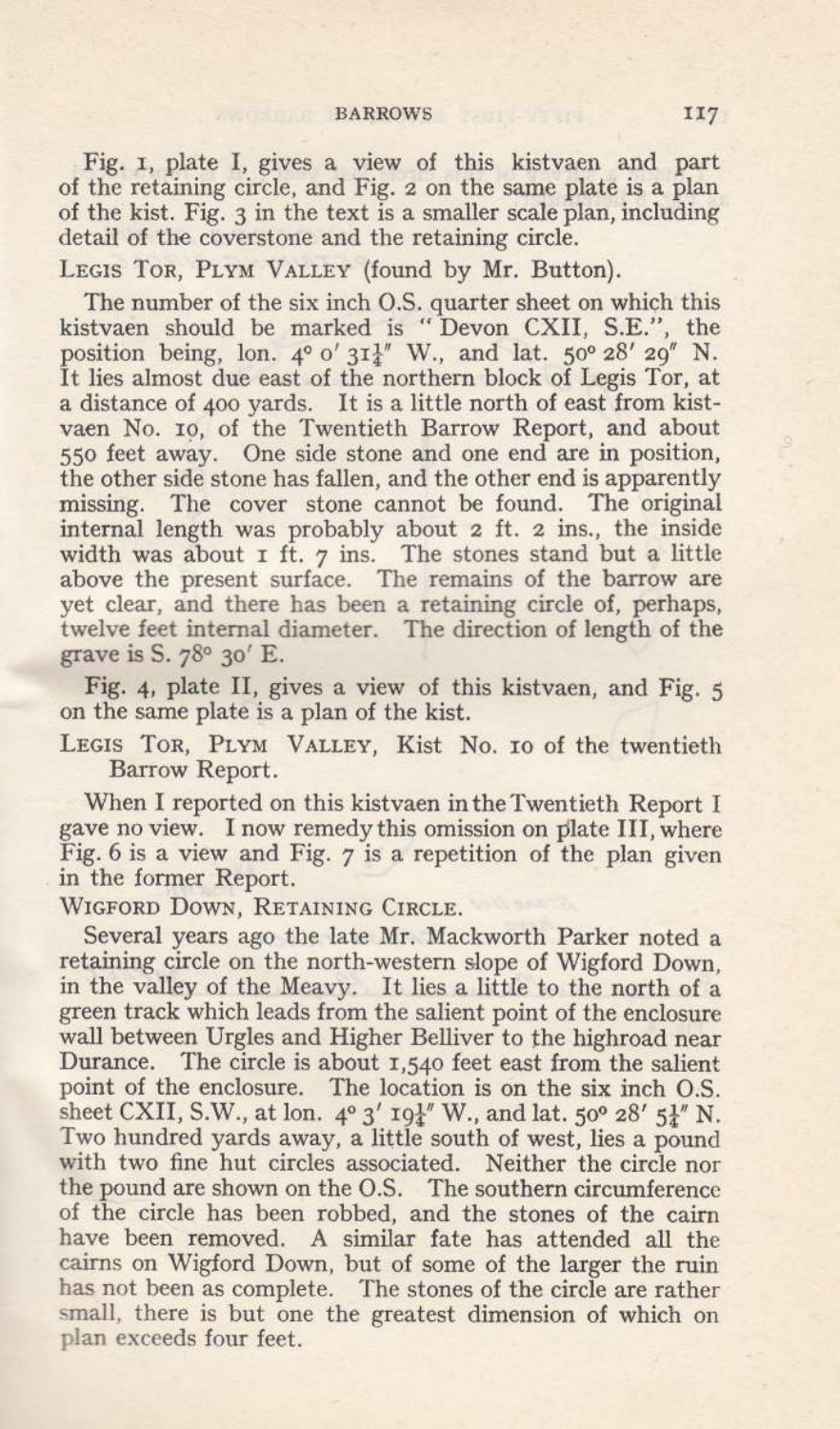Fig. 1, plate I, gives a view of this kistvaen and part of the retaining circle, and Fig. 2 on the same plate is a plan of the kist. Fig. 3 in the text is a smaller scale plan, including detail of the coverstone and the retaining circle.

Legis Tor, Plym Valley (found by Mr. Button).

The number of the six inch O.S. quarter sheet on which this kistvaen should be marked is "Devon CXII, S.E.", the position being, lon. 4° 0′ 31½″ W., and lat. 50° 28′ 29″ N. It lies almost due east of the northern block of Legis Tor, at a distance of 400 yards. It is a little north of east from kistvaen No. 10, of the Twentieth Barrow Report, and about 550 feet away. One side stone and one end are in position, the other side stone has fallen, and the other end is apparently missing. The cover stone cannot be found. The original internal length was probably about 2 ft. 2 ins., the inside width was about 1 ft. 7 ins. The stones stand but a little above the present surface. The remains of the barrow are yet clear, and there has been a retaining circle of, perhaps, twelve feet internal diameter. The direction of length of the grave is S. 78° 30′ E.

Fig. 4, plate II, gives a view of this kistvaen, and Fig. 5 on the same plate is a plan of the kist.

Legis Tor, Plym Valley, Kist No. 10 of the twentieth Barrow Report.

When I reported on this kistvaen in the Twentieth Report I gave no view. I now remedy this omission on plate III, where Fig. 6 is a view and Fig. 7 is a repetition of the plan given in the former Report.

Wigford Down, Retaining Circle.

Several years ago the late Mr. Mackworth Parker noted a retaining circle on the north-western slope of Wigford Down, in the valley of the Meavy. It lies a little to the north of a green track which leads from the salient point of the enclosure wall between Urgles and Higher Belliver to the highroad near Durance. The circle is about 1,540 feet east from the salient point of the enclosure. The location is on the six inch O.S. sheet CXII, S.W., at lon. 4° 3′ 19½″ W., and lat. 50° 28′ 5¼″ N. Two hundred yards away, a little south of west, lies a pound with two fine hut circles associated. Neither the circle nor the pound are shown on the O.S. The southern circumference of the circle has been robbed, and the stones of the cairn have been removed. A similar fate has attended all the cairns on Wigford Down, but of some of the larger the ruin has not been as complete. The stones of the circle are rather small, there is but one the greatest dimension of which on plan exceeds four feet.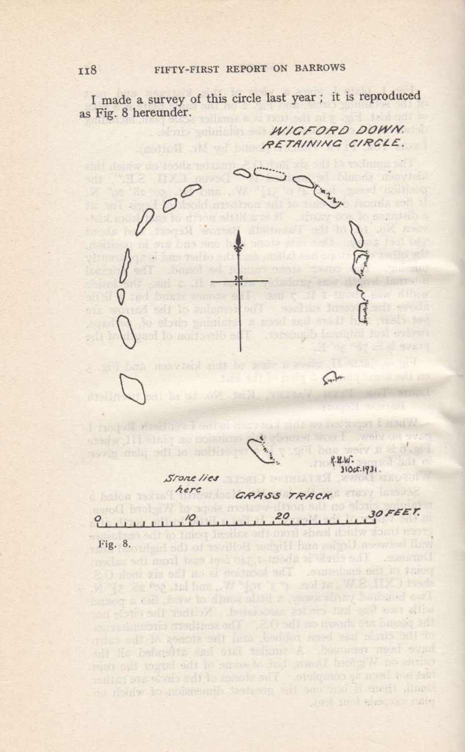I made a survey of this circle last year; it is reproduced as Fig. 8 hereunder.

WIGFORD DOWN. RETAINING CIRCLE.

Stone lies here

GRASS TRACK

R.H.W. 31 Oct. 1931.

0 10 20 30 FEET.

Fig. 8.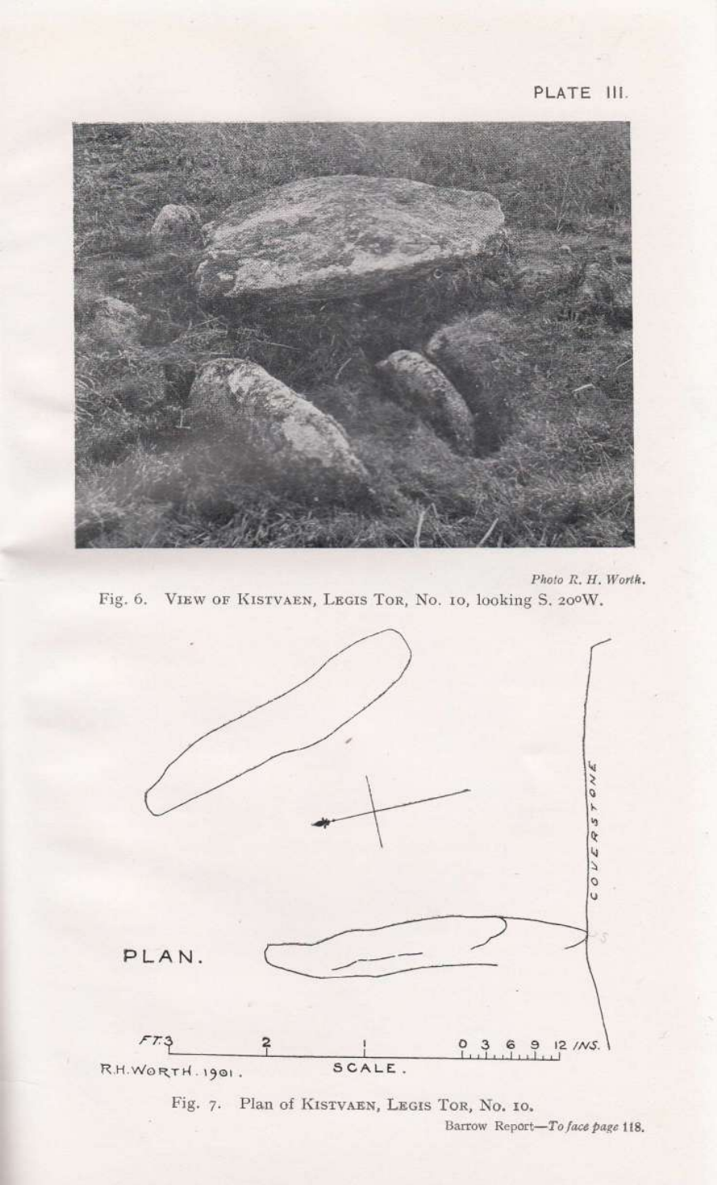PLATE III.

Photo R. H. Worth.

Fig. 6. VIEW OF KISTVAEN, LEGIS TOR, No. 10, looking S. 20°W.

COVERSTONE

PLAN.

FT.3 2 1 0 3 6 9 12 INS.

SCALE.

R.H.WORTH.1901.

Fig. 7. Plan of KISTVAEN, LEGIS TOR, No. 10.

Barrow Report—*To face page* 118.